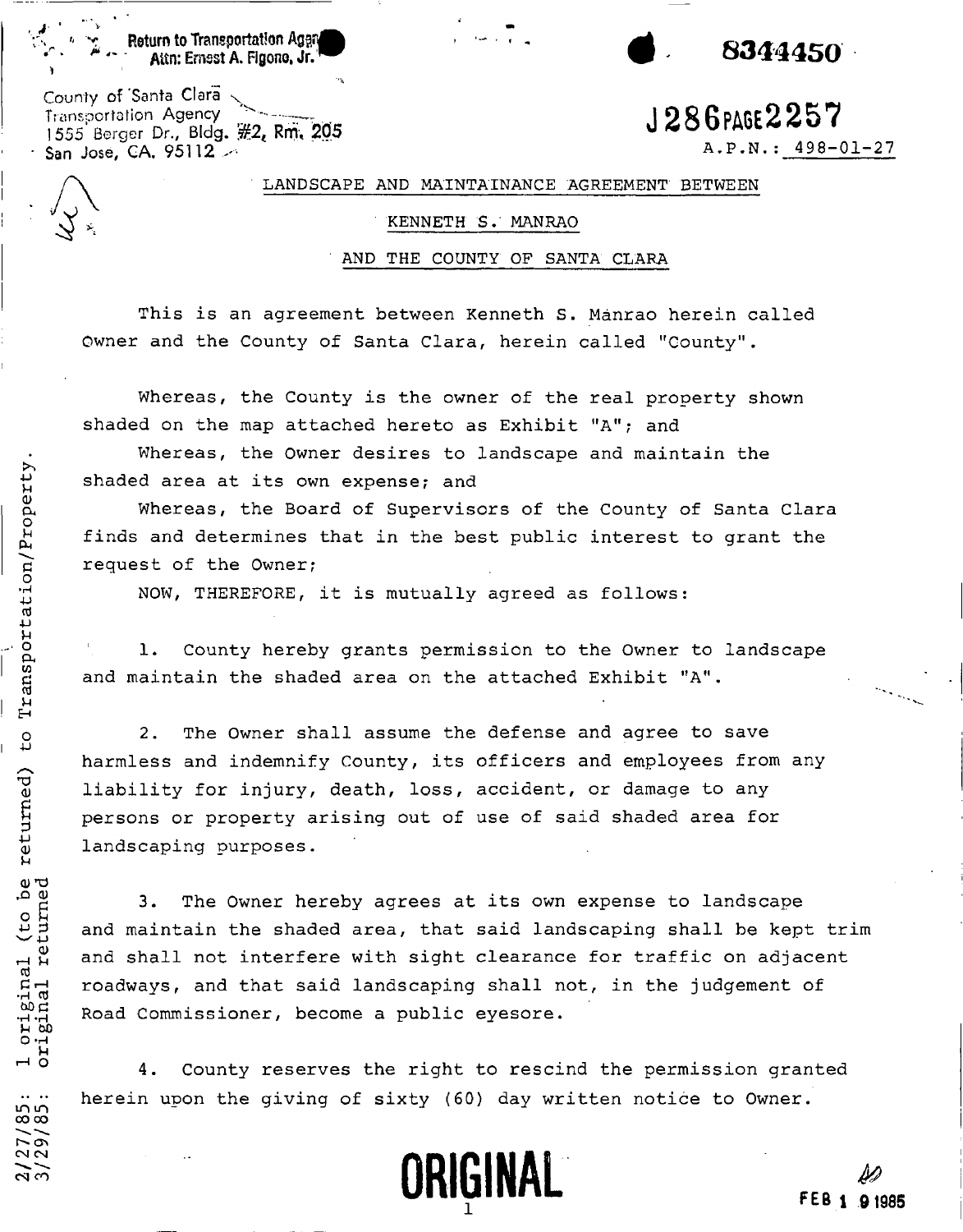Return to Transportation Agency
Attn: Ernest A. Figone, Jr.

County of Santa Clara
Transportation Agency
1555 Berger Dr., Bldg. #2, Rm. 205
San Jose, CA. 95112

8344450

J286 PAGE 2257

A.P.N.: 498-01-27

LANDSCAPE AND MAINTAINANCE AGREEMENT BETWEEN

KENNETH S. MANRAO

AND THE COUNTY OF SANTA CLARA

This is an agreement between Kenneth S. Manrao herein called Owner and the County of Santa Clara, herein called "County".

Whereas, the County is the owner of the real property shown shaded on the map attached hereto as Exhibit "A"; and

Whereas, the Owner desires to landscape and maintain the shaded area at its own expense; and

Whereas, the Board of Supervisors of the County of Santa Clara finds and determines that in the best public interest to grant the request of the Owner;

NOW, THEREFORE, it is mutually agreed as follows:

1. County hereby grants permission to the Owner to landscape and maintain the shaded area on the attached Exhibit "A".

2. The Owner shall assume the defense and agree to save harmless and indemnify County, its officers and employees from any liability for injury, death, loss, accident, or damage to any persons or property arising out of use of said shaded area for landscaping purposes.

3. The Owner hereby agrees at its own expense to landscape and maintain the shaded area, that said landscaping shall be kept trim and shall not interfere with sight clearance for traffic on adjacent roadways, and that said landscaping shall not, in the judgement of Road Commissioner, become a public eyesore.

4. County reserves the right to rescind the permission granted herein upon the giving of sixty (60) day written notice to Owner.

2/27/85: 1 original (to be returned) to Transportation/Property.
3/29/85: original returned

ORIGINAL

FEB 19 1985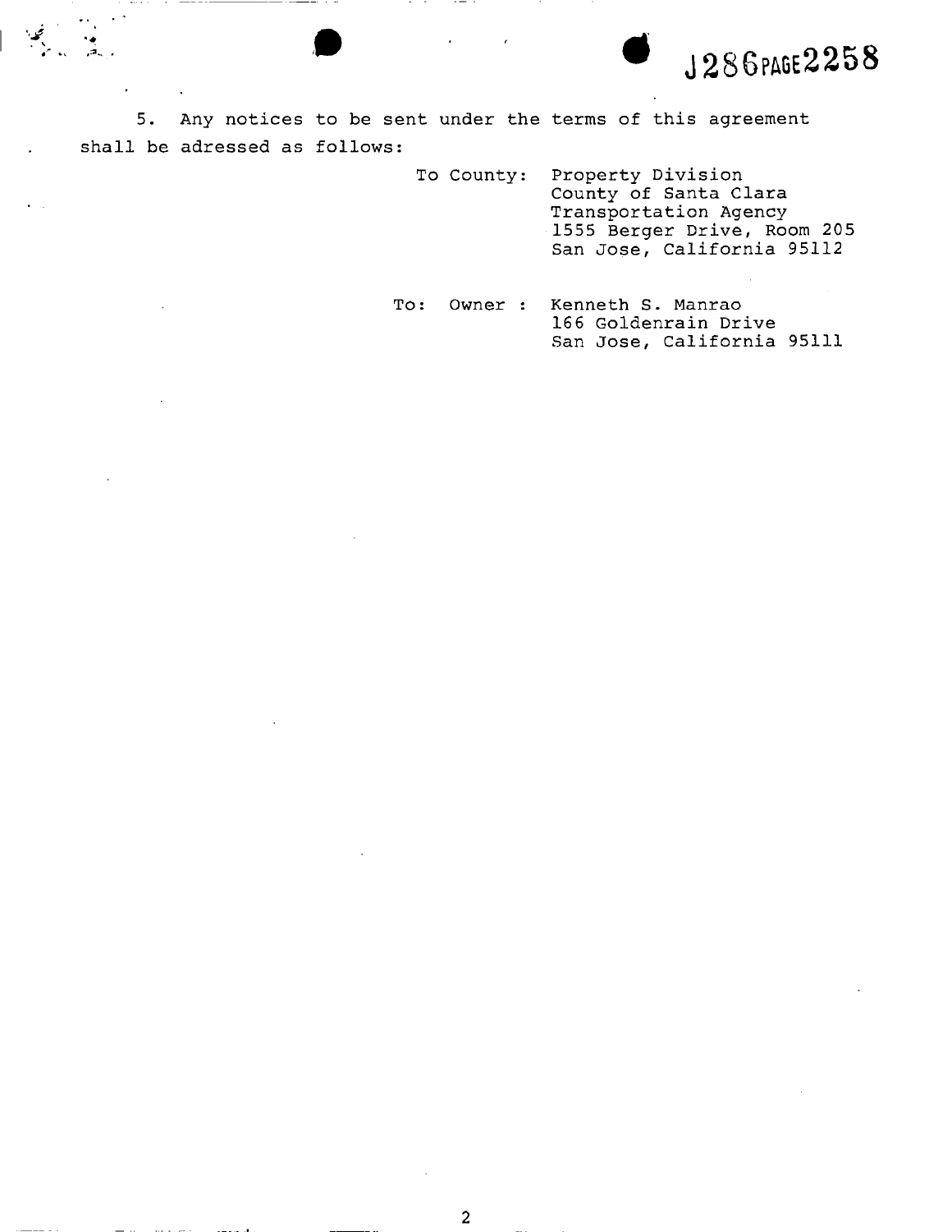5. Any notices to be sent under the terms of this agreement shall be adressed as follows:

To County: Property Division
County of Santa Clara
Transportation Agency
1555 Berger Drive, Room 205
San Jose, California 95112

To: Owner : Kenneth S. Manrao
166 Goldenrain Drive
San Jose, California 95111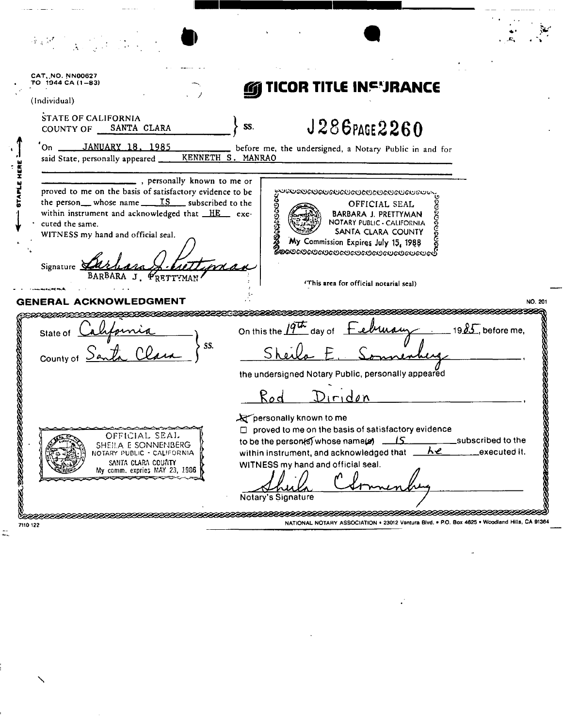CAT. NO. NN00627
TO 1944 CA (1-83)

(Individual)

# TICOR TITLE INSURANCE

J286PAGE2260

STATE OF CALIFORNIA
COUNTY OF SANTA CLARA } ss.

On JANUARY 18, 1985 before me, the undersigned, a Notary Public in and for said State, personally appeared KENNETH S. MANRAO

\_\_\_\_\_\_\_\_\_\_\_\_\_\_\_\_, personally known to me or proved to me on the basis of satisfactory evidence to be the person whose name IS subscribed to the within instrument and acknowledged that HE executed the same.

WITNESS my hand and official seal.

Signature *Barbara J. Prettyman*
BARBARA J. PRETTYMAN

OFFICIAL SEAL
BARBARA J. PRETTYMAN
NOTARY PUBLIC - CALIFORNIA
SANTA CLARA COUNTY
My Commission Expires July 15, 1988

(This area for official notarial seal)

STAPLE HERE

## GENERAL ACKNOWLEDGMENT

NO. 201

State of *California*
County of *Santa Clara* } SS.

On this the *19th* day of *February* 19*85*, before me,

*Sheila E. Sonnenberg*,

the undersigned Notary Public, personally appeared

*Rod Diridon*,

☒ personally known to me
☐ proved to me on the basis of satisfactory evidence

to be the person(s) whose name(s) *is* subscribed to the within instrument, and acknowledged that *he* executed it.

WITNESS my hand and official seal.

*Sheila C Sonnenberg*
Notary's Signature

OFFICIAL SEAL
SHEILA E SONNENBERG
NOTARY PUBLIC - CALIFORNIA
SANTA CLARA COUNTY
My comm. expires MAY 23, 1986

7110 122

NATIONAL NOTARY ASSOCIATION • 23012 Ventura Blvd. • P.O. Box 4625 • Woodland Hills, CA 91364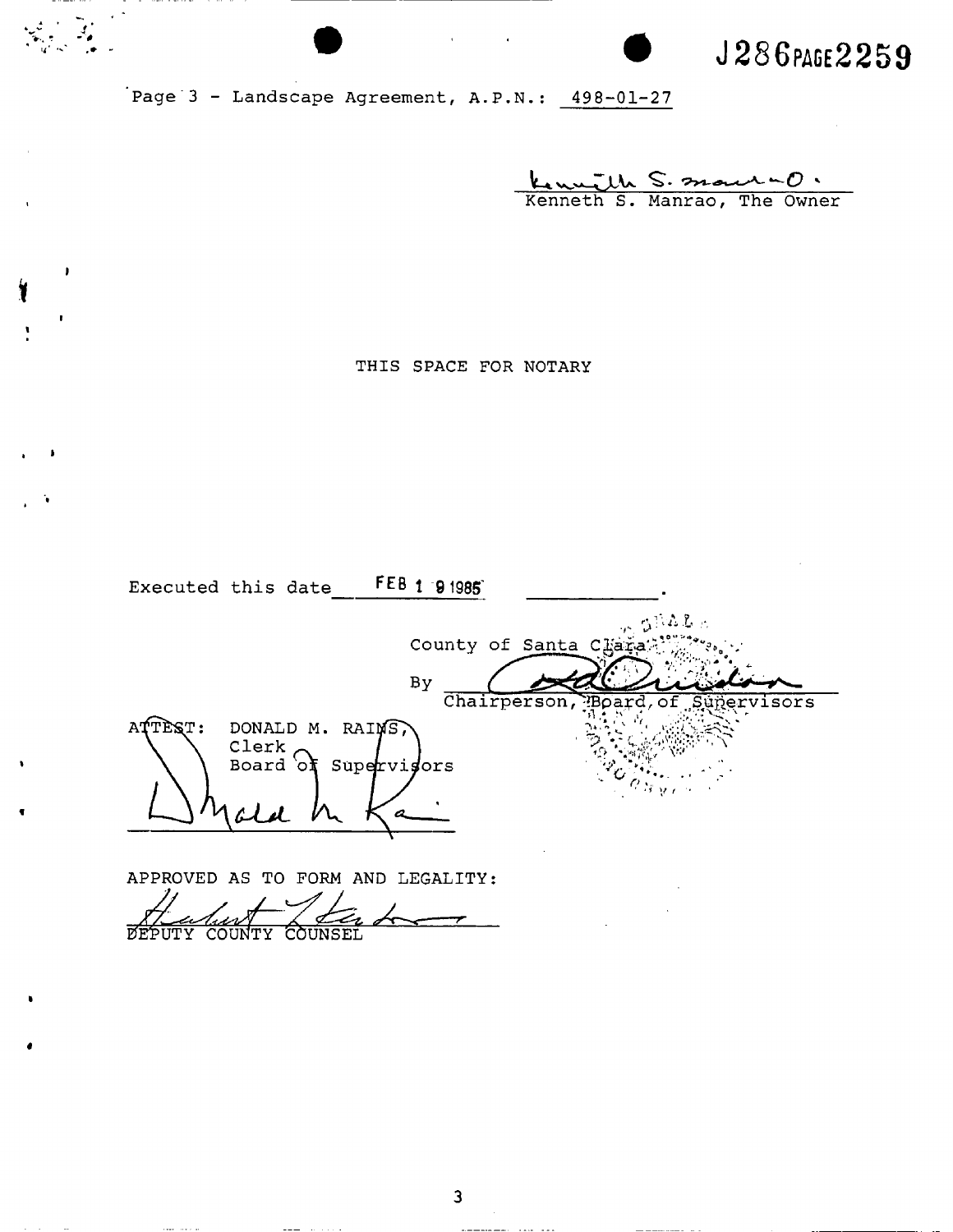J286PAGE2259

Page 3 - Landscape Agreement, A.P.N.: 498-01-27

Kenneth S. Manrao, The Owner

THIS SPACE FOR NOTARY

Executed this date FEB 1 9 1985 ___________.

County of Santa Clara

By ______________________________
Chairperson, Board of Supervisors

ATTEST: DONALD M. RAINS,
Clerk
Board of Supervisors

______________________________

APPROVED AS TO FORM AND LEGALITY:

______________________________
DEPUTY COUNTY COUNSEL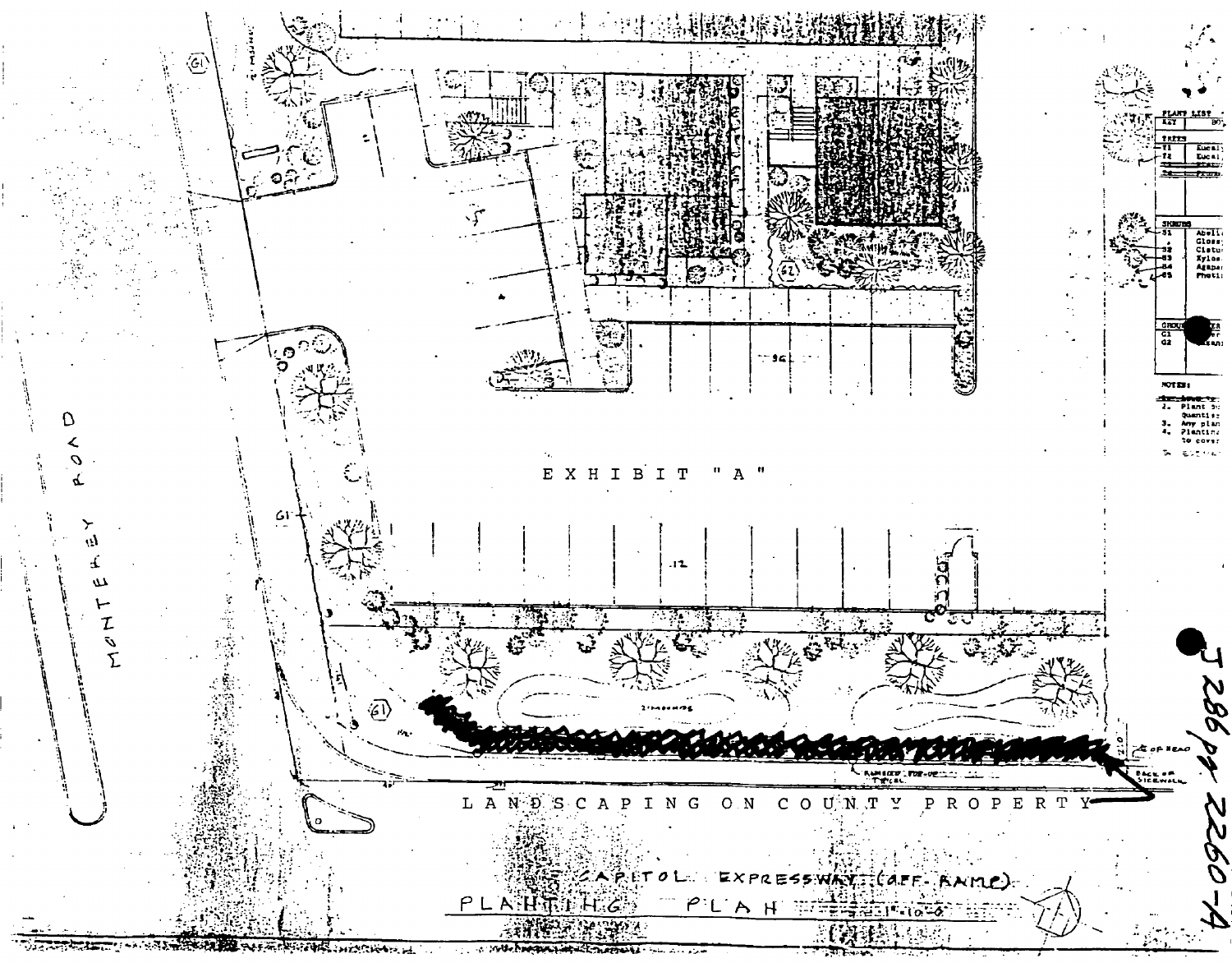MONTEREY ROAD

EXHIBIT "A"

LANDSCAPING ON COUNTY PROPERTY

CAPITOL EXPRESSWAY (OFF-RAMP)

PLANTING PLAN

J 286 PG 2260-A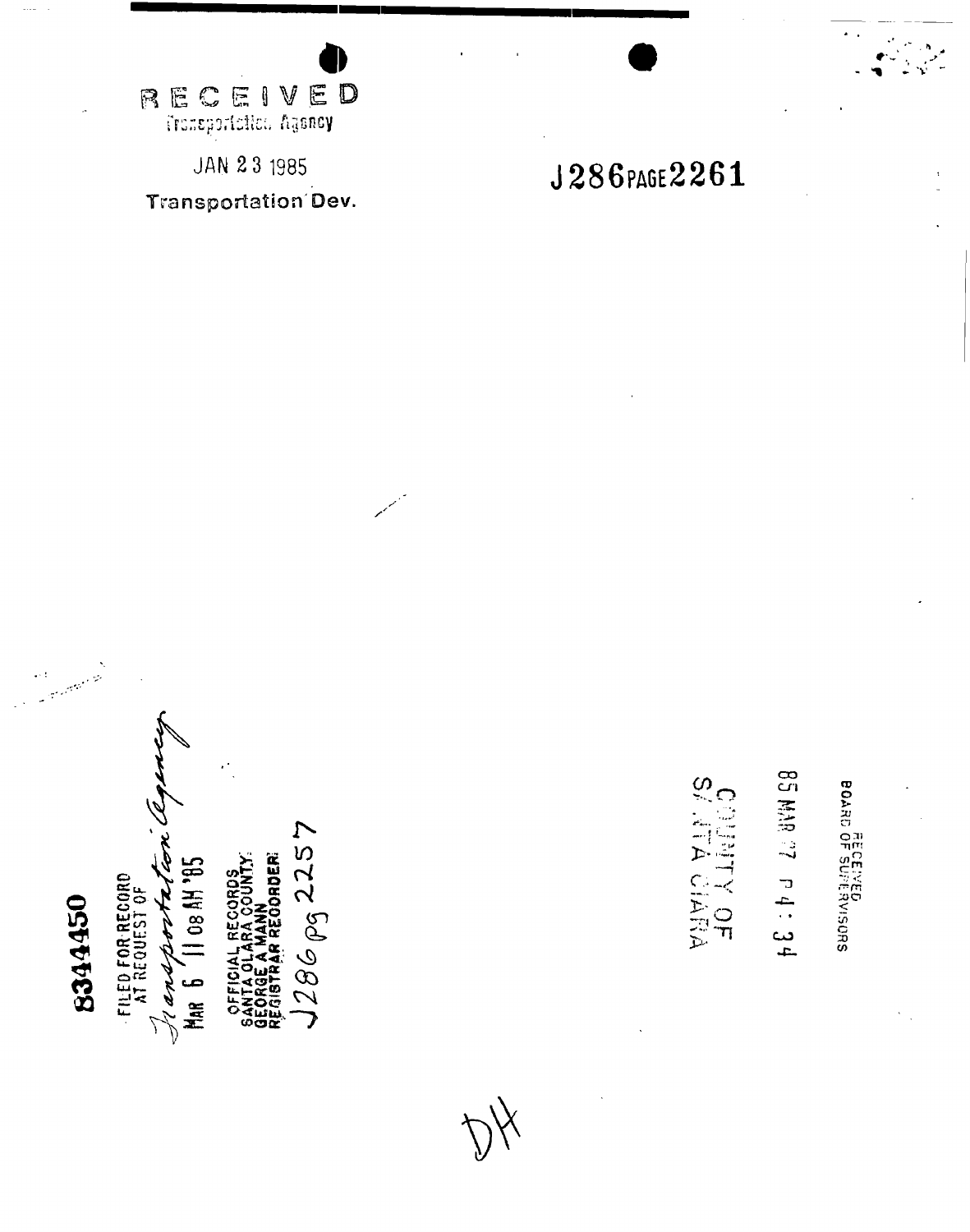RECEIVED
Transportation Agency

JAN 23 1985

Transportation Dev.

J286 PAGE 2261

8344450

FILED FOR RECORD
AT REQUEST OF
Transportation Agency
MAR 6 11 08 AM '85

OFFICIAL RECORDS
SANTA CLARA COUNTY
GEORGE A MANN
REGISTRAR RECORDER
J286 PG 2257

RECEIVED
BOARD OF SUPERVISORS

85 MAR 7 P 4:34

COUNTY OF
SANTA CLARA

DH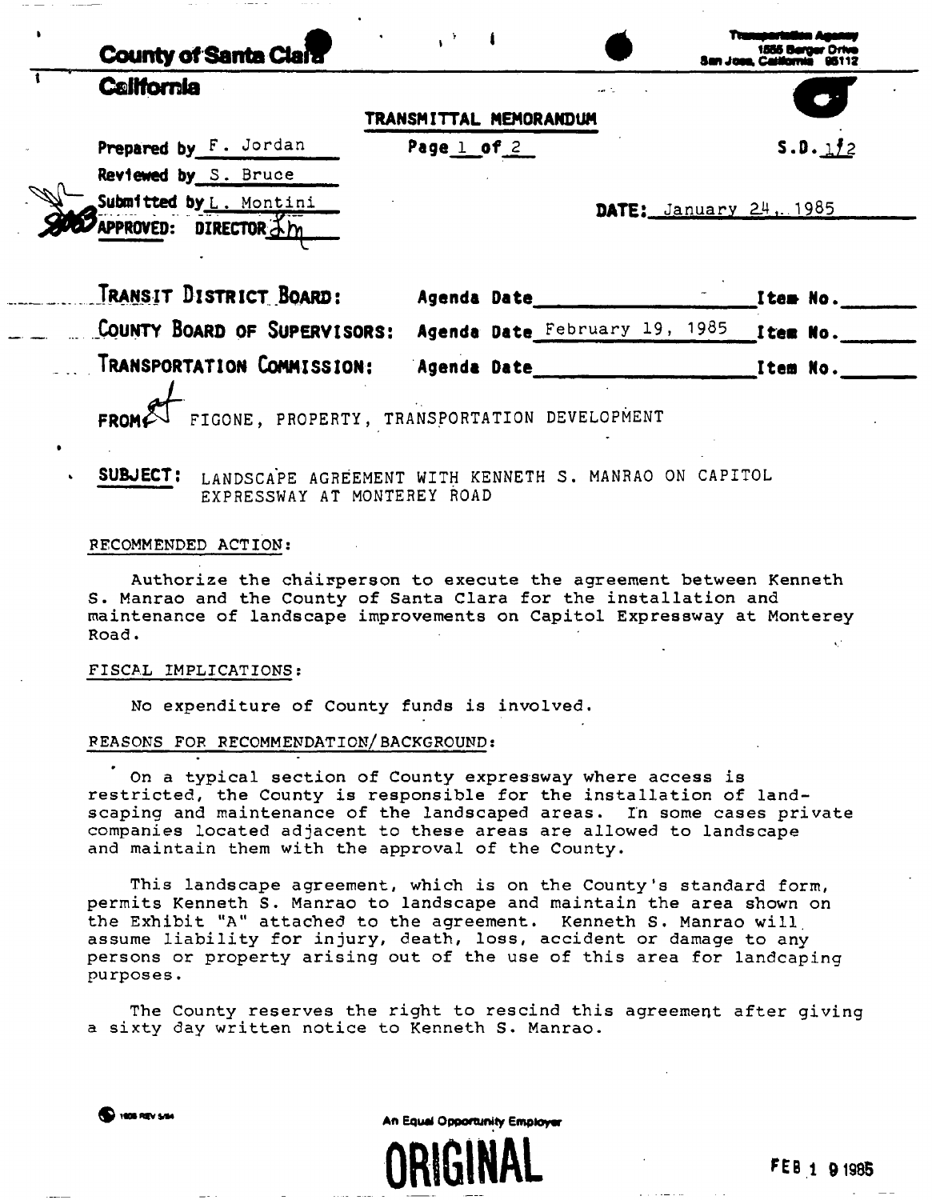**County of Santa Clara**
**California**

Transportation Agency
1555 Berger Drive
San Jose, California 95112

**TRANSMITTAL MEMORANDUM**

Prepared by F. Jordan
Reviewed by S. Bruce
Submitted by L. Montini
APPROVED: DIRECTOR LM

Page 1 of 2

S.D. 1/2

DATE: January 24, 1985

| | | |
|---|---|---|
| **TRANSIT DISTRICT BOARD:** | Agenda Date ______ | Item No. ______ |
| **COUNTY BOARD OF SUPERVISORS:** | Agenda Date February 19, 1985 | Item No. ______ |
| **TRANSPORTATION COMMISSION:** | Agenda Date ______ | Item No. ______ |

FROM: FIGONE, PROPERTY, TRANSPORTATION DEVELOPMENT

**SUBJECT:** LANDSCAPE AGREEMENT WITH KENNETH S. MANRAO ON CAPITOL EXPRESSWAY AT MONTEREY ROAD

RECOMMENDED ACTION:

Authorize the chairperson to execute the agreement between Kenneth S. Manrao and the County of Santa Clara for the installation and maintenance of landscape improvements on Capitol Expressway at Monterey Road.

FISCAL IMPLICATIONS:

No expenditure of County funds is involved.

REASONS FOR RECOMMENDATION/BACKGROUND:

On a typical section of County expressway where access is restricted, the County is responsible for the installation of landscaping and maintenance of the landscaped areas. In some cases private companies located adjacent to these areas are allowed to landscape and maintain them with the approval of the County.

This landscape agreement, which is on the County's standard form, permits Kenneth S. Manrao to landscape and maintain the area shown on the Exhibit "A" attached to the agreement. Kenneth S. Manrao will assume liability for injury, death, loss, accident or damage to any persons or property arising out of the use of this area for landcaping purposes.

The County reserves the right to rescind this agreement after giving a sixty day written notice to Kenneth S. Manrao.

An Equal Opportunity Employer

ORIGINAL

FEB 19 1985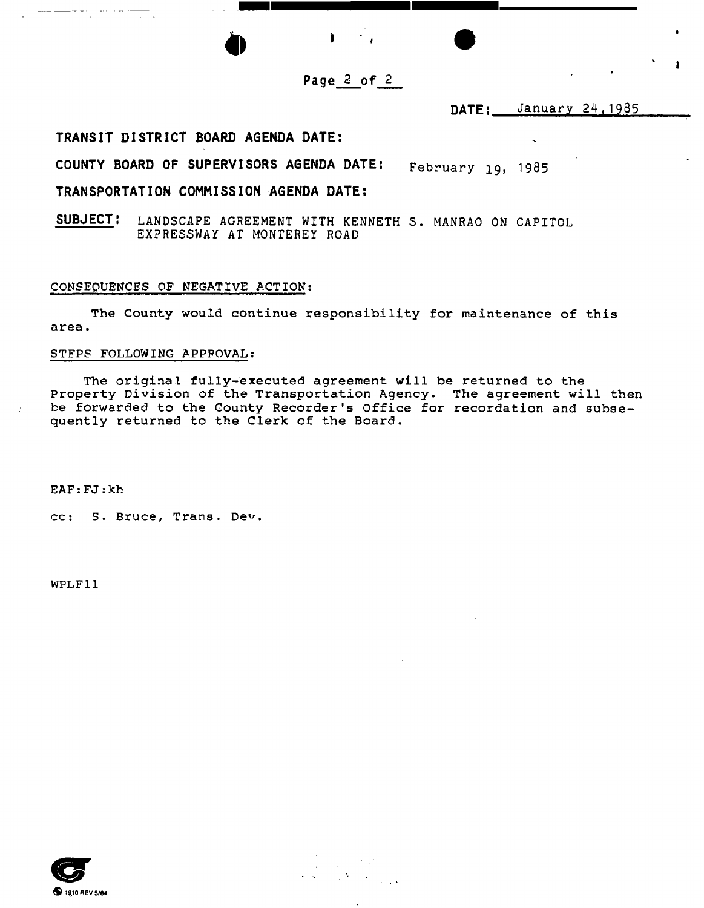**DATE:** January 24,1985

**TRANSIT DISTRICT BOARD AGENDA DATE:**

**COUNTY BOARD OF SUPERVISORS AGENDA DATE:** February 19, 1985

**TRANSPORTATION COMMISSION AGENDA DATE:**

**SUBJECT:** LANDSCAPE AGREEMENT WITH KENNETH S. MANRAO ON CAPITOL EXPRESSWAY AT MONTEREY ROAD

CONSEQUENCES OF NEGATIVE ACTION:

The County would continue responsibility for maintenance of this area.

STEPS FOLLOWING APPROVAL:

The original fully-executed agreement will be returned to the Property Division of the Transportation Agency. The agreement will then be forwarded to the County Recorder's Office for recordation and subsequently returned to the Clerk of the Board.

EAF:FJ:kh

cc: S. Bruce, Trans. Dev.

WPLF11

1910 REV 5/84